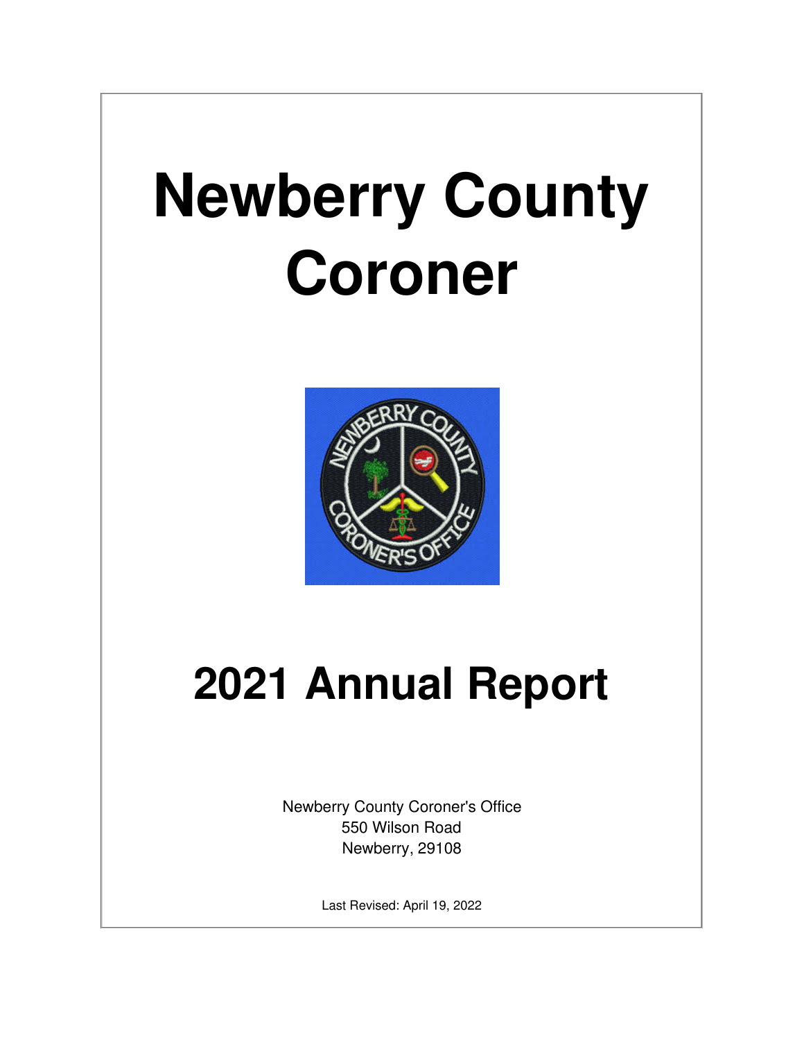# Newberry County Coroner

# 2021 Annual Report

Newberry County Coroner's Office
550 Wilson Road
Newberry, 29108

Last Revised: April 19, 2022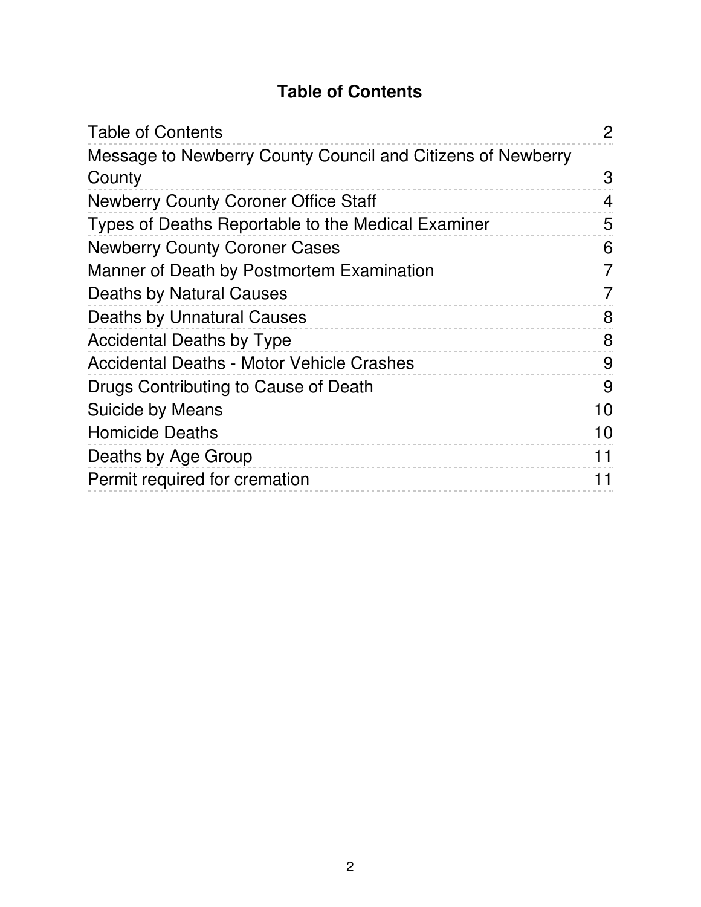# Table of Contents

| | |
|---|---|
| Table of Contents | 2 |
| Message to Newberry County Council and Citizens of Newberry County | 3 |
| Newberry County Coroner Office Staff | 4 |
| Types of Deaths Reportable to the Medical Examiner | 5 |
| Newberry County Coroner Cases | 6 |
| Manner of Death by Postmortem Examination | 7 |
| Deaths by Natural Causes | 7 |
| Deaths by Unnatural Causes | 8 |
| Accidental Deaths by Type | 8 |
| Accidental Deaths - Motor Vehicle Crashes | 9 |
| Drugs Contributing to Cause of Death | 9 |
| Suicide by Means | 10 |
| Homicide Deaths | 10 |
| Deaths by Age Group | 11 |
| Permit required for cremation | 11 |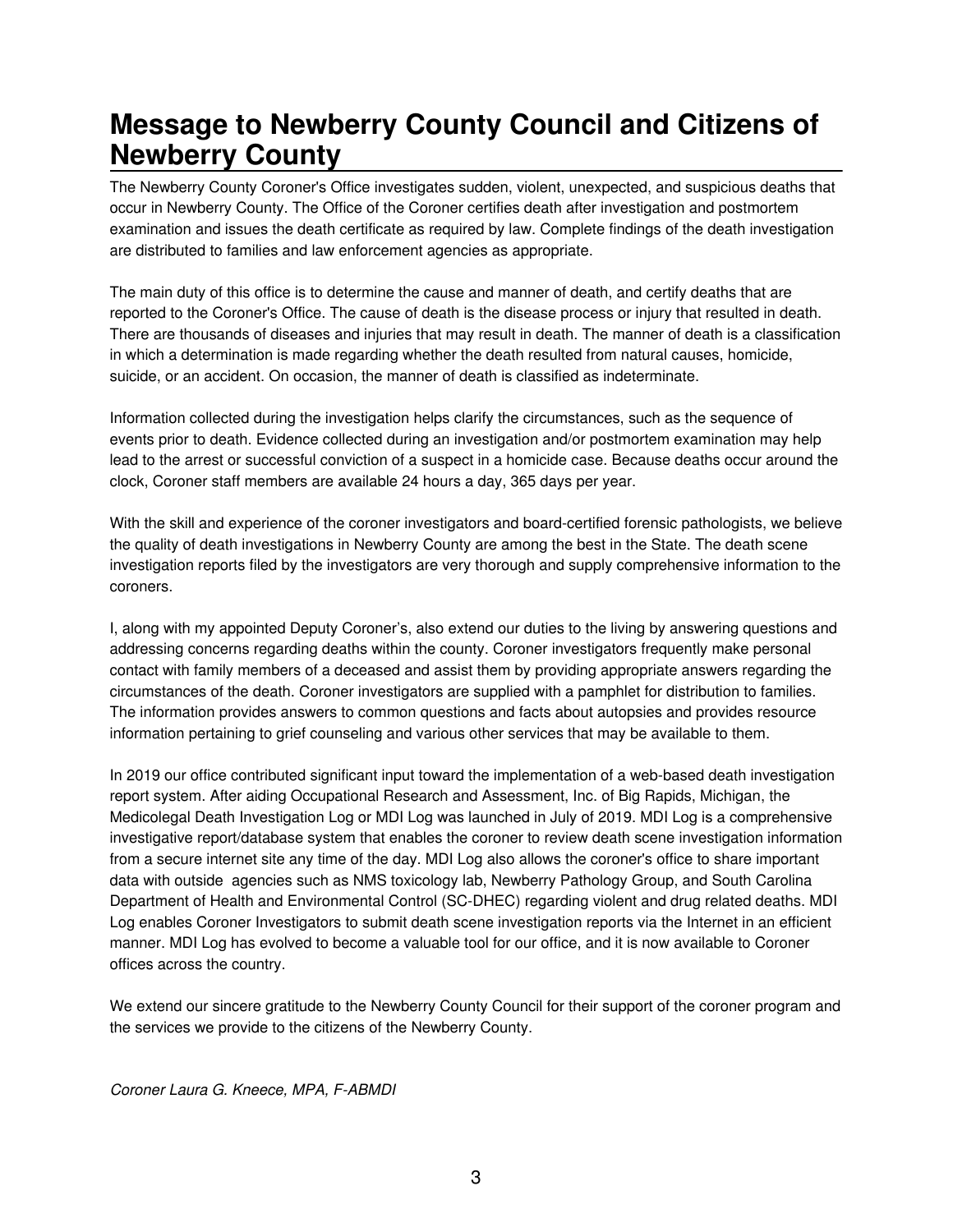# Message to Newberry County Council and Citizens of Newberry County

The Newberry County Coroner's Office investigates sudden, violent, unexpected, and suspicious deaths that occur in Newberry County. The Office of the Coroner certifies death after investigation and postmortem examination and issues the death certificate as required by law. Complete findings of the death investigation are distributed to families and law enforcement agencies as appropriate.

The main duty of this office is to determine the cause and manner of death, and certify deaths that are reported to the Coroner's Office. The cause of death is the disease process or injury that resulted in death. There are thousands of diseases and injuries that may result in death. The manner of death is a classification in which a determination is made regarding whether the death resulted from natural causes, homicide, suicide, or an accident. On occasion, the manner of death is classified as indeterminate.

Information collected during the investigation helps clarify the circumstances, such as the sequence of events prior to death. Evidence collected during an investigation and/or postmortem examination may help lead to the arrest or successful conviction of a suspect in a homicide case. Because deaths occur around the clock, Coroner staff members are available 24 hours a day, 365 days per year.

With the skill and experience of the coroner investigators and board-certified forensic pathologists, we believe the quality of death investigations in Newberry County are among the best in the State. The death scene investigation reports filed by the investigators are very thorough and supply comprehensive information to the coroners.

I, along with my appointed Deputy Coroner's, also extend our duties to the living by answering questions and addressing concerns regarding deaths within the county. Coroner investigators frequently make personal contact with family members of a deceased and assist them by providing appropriate answers regarding the circumstances of the death. Coroner investigators are supplied with a pamphlet for distribution to families. The information provides answers to common questions and facts about autopsies and provides resource information pertaining to grief counseling and various other services that may be available to them.

In 2019 our office contributed significant input toward the implementation of a web-based death investigation report system. After aiding Occupational Research and Assessment, Inc. of Big Rapids, Michigan, the Medicolegal Death Investigation Log or MDI Log was launched in July of 2019. MDI Log is a comprehensive investigative report/database system that enables the coroner to review death scene investigation information from a secure internet site any time of the day. MDI Log also allows the coroner's office to share important data with outside agencies such as NMS toxicology lab, Newberry Pathology Group, and South Carolina Department of Health and Environmental Control (SC-DHEC) regarding violent and drug related deaths. MDI Log enables Coroner Investigators to submit death scene investigation reports via the Internet in an efficient manner. MDI Log has evolved to become a valuable tool for our office, and it is now available to Coroner offices across the country.

We extend our sincere gratitude to the Newberry County Council for their support of the coroner program and the services we provide to the citizens of the Newberry County.

*Coroner Laura G. Kneece, MPA, F-ABMDI*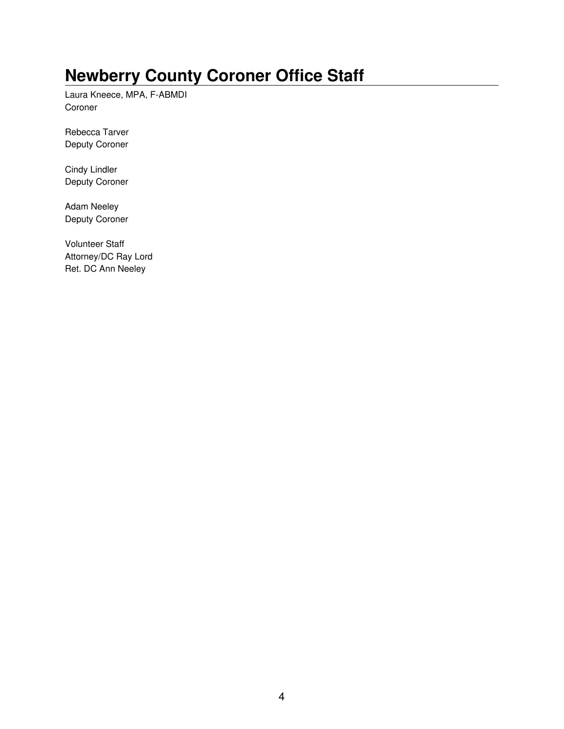# Newberry County Coroner Office Staff

Laura Kneece, MPA, F-ABMDI
Coroner

Rebecca Tarver
Deputy Coroner

Cindy Lindler
Deputy Coroner

Adam Neeley
Deputy Coroner

Volunteer Staff
Attorney/DC Ray Lord
Ret. DC Ann Neeley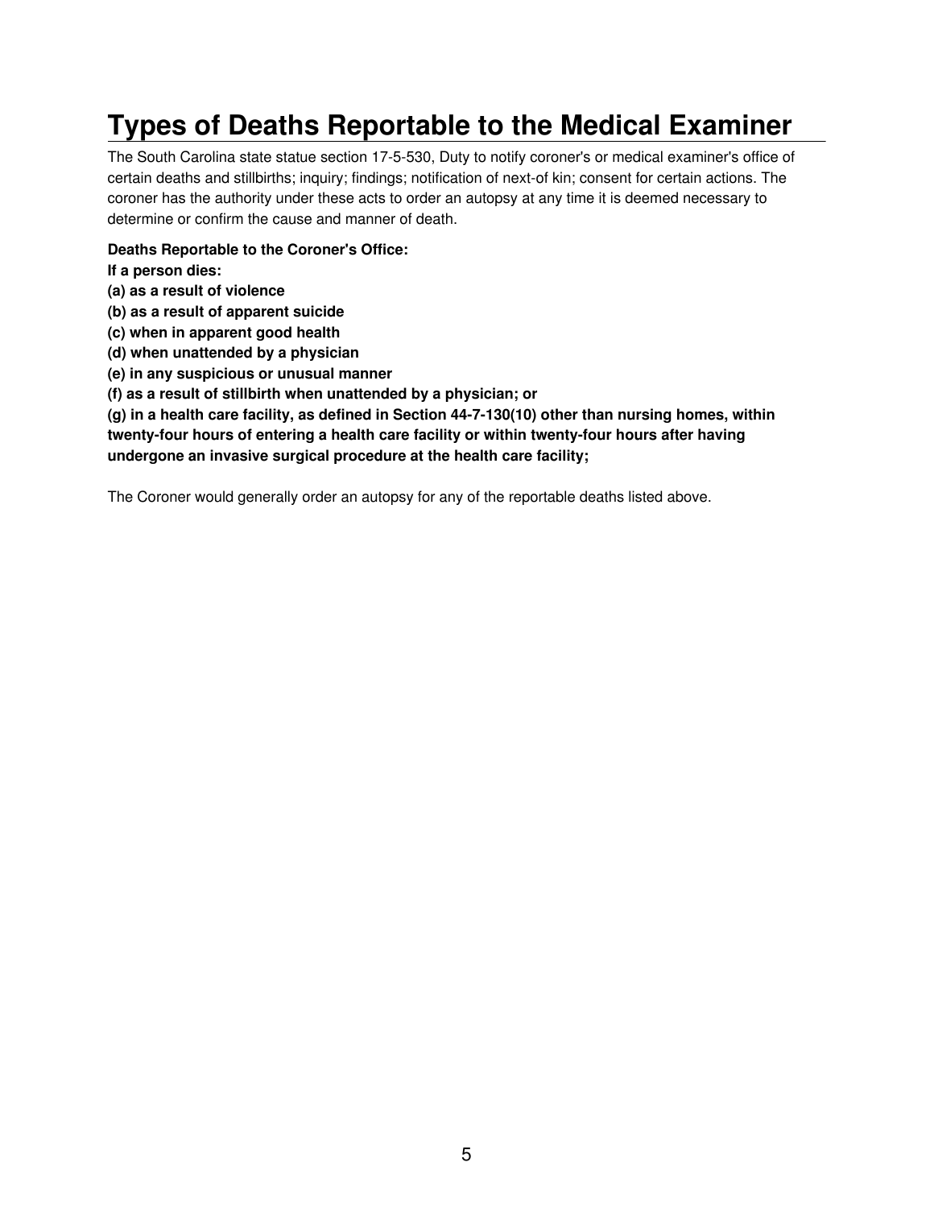# Types of Deaths Reportable to the Medical Examiner

The South Carolina state statue section 17-5-530, Duty to notify coroner's or medical examiner's office of certain deaths and stillbirths; inquiry; findings; notification of next-of kin; consent for certain actions. The coroner has the authority under these acts to order an autopsy at any time it is deemed necessary to determine or confirm the cause and manner of death.

**Deaths Reportable to the Coroner's Office:**
**If a person dies:**
**(a) as a result of violence**
**(b) as a result of apparent suicide**
**(c) when in apparent good health**
**(d) when unattended by a physician**
**(e) in any suspicious or unusual manner**
**(f) as a result of stillbirth when unattended by a physician; or**
**(g) in a health care facility, as defined in Section 44-7-130(10) other than nursing homes, within twenty-four hours of entering a health care facility or within twenty-four hours after having undergone an invasive surgical procedure at the health care facility;**

The Coroner would generally order an autopsy for any of the reportable deaths listed above.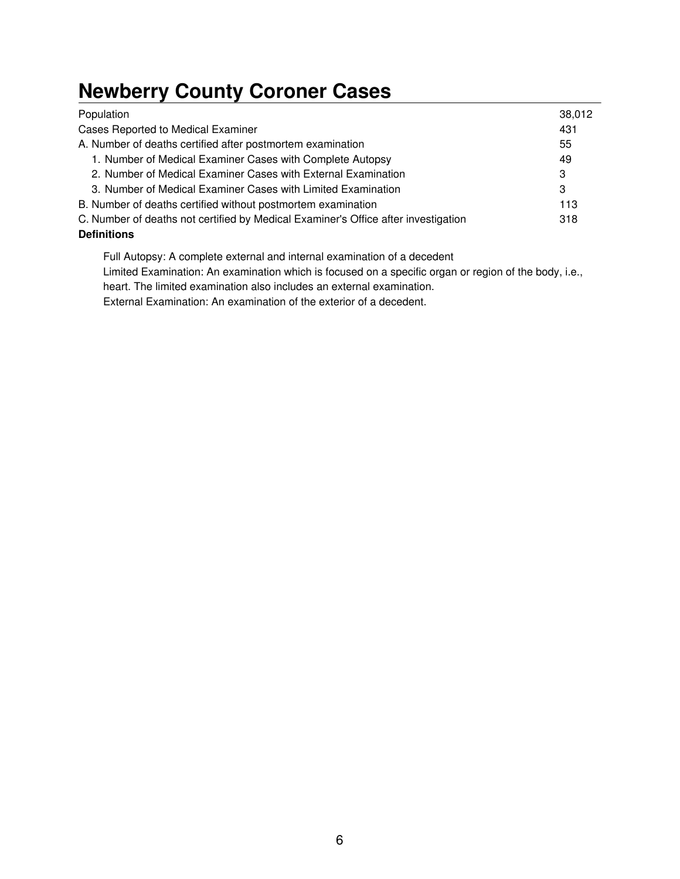# Newberry County Coroner Cases

| | |
|---|---|
| Population | 38,012 |
| Cases Reported to Medical Examiner | 431 |
| A. Number of deaths certified after postmortem examination | 55 |
| 1. Number of Medical Examiner Cases with Complete Autopsy | 49 |
| 2. Number of Medical Examiner Cases with External Examination | 3 |
| 3. Number of Medical Examiner Cases with Limited Examination | 3 |
| B. Number of deaths certified without postmortem examination | 113 |
| C. Number of deaths not certified by Medical Examiner's Office after investigation | 318 |

**Definitions**

Full Autopsy: A complete external and internal examination of a decedent

Limited Examination: An examination which is focused on a specific organ or region of the body, i.e., heart. The limited examination also includes an external examination.

External Examination: An examination of the exterior of a decedent.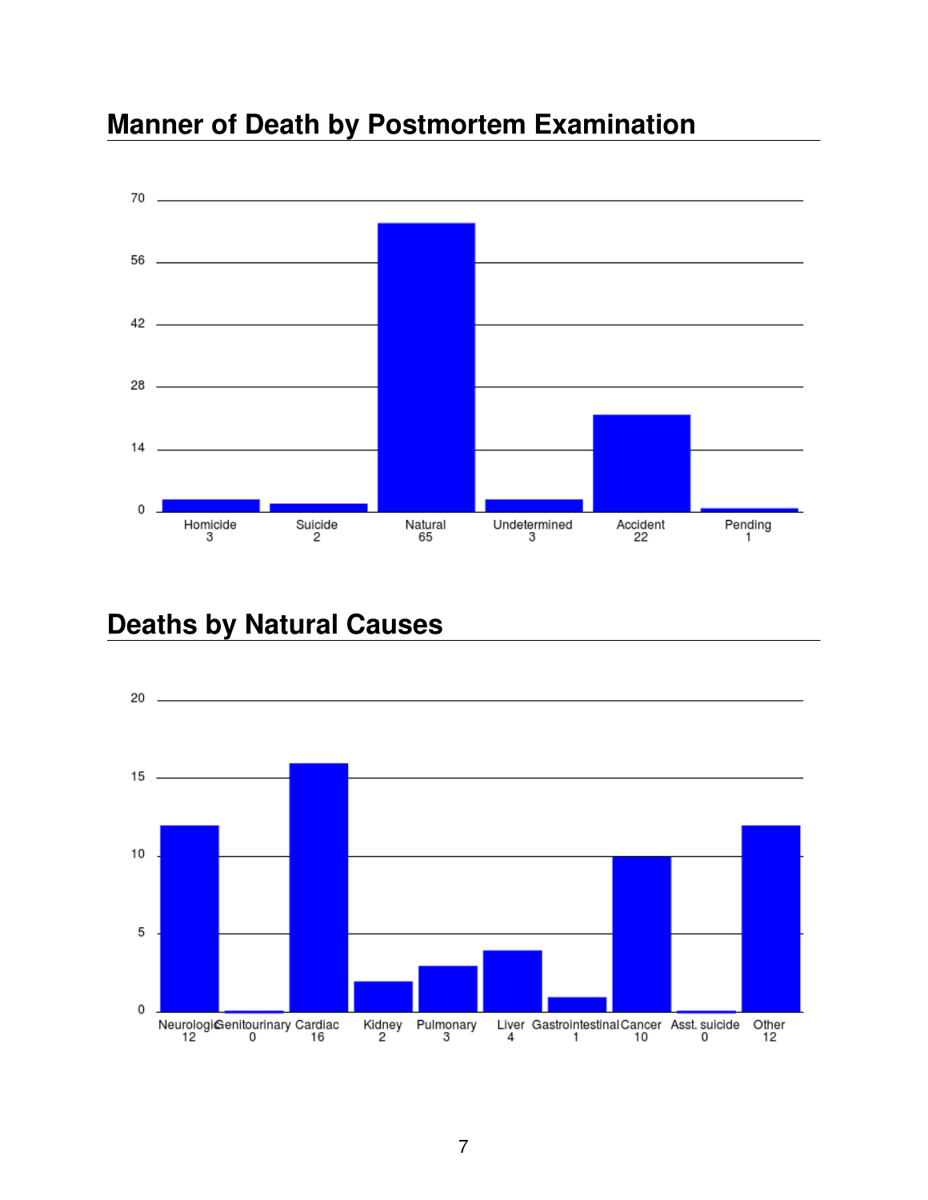## Manner of Death by Postmortem Examination

| Homicide | Suicide | Natural | Undetermined | Accident | Pending |
|---|---|---|---|---|---|
| 3 | 2 | 65 | 3 | 22 | 1 |

## Deaths by Natural Causes

| Neurologic | Genitourinary | Cardiac | Kidney | Pulmonary | Liver | Gastrointestinal | Cancer | Asst. suicide | Other |
|---|---|---|---|---|---|---|---|---|---|
| 12 | 0 | 16 | 2 | 3 | 4 | 1 | 10 | 0 | 12 |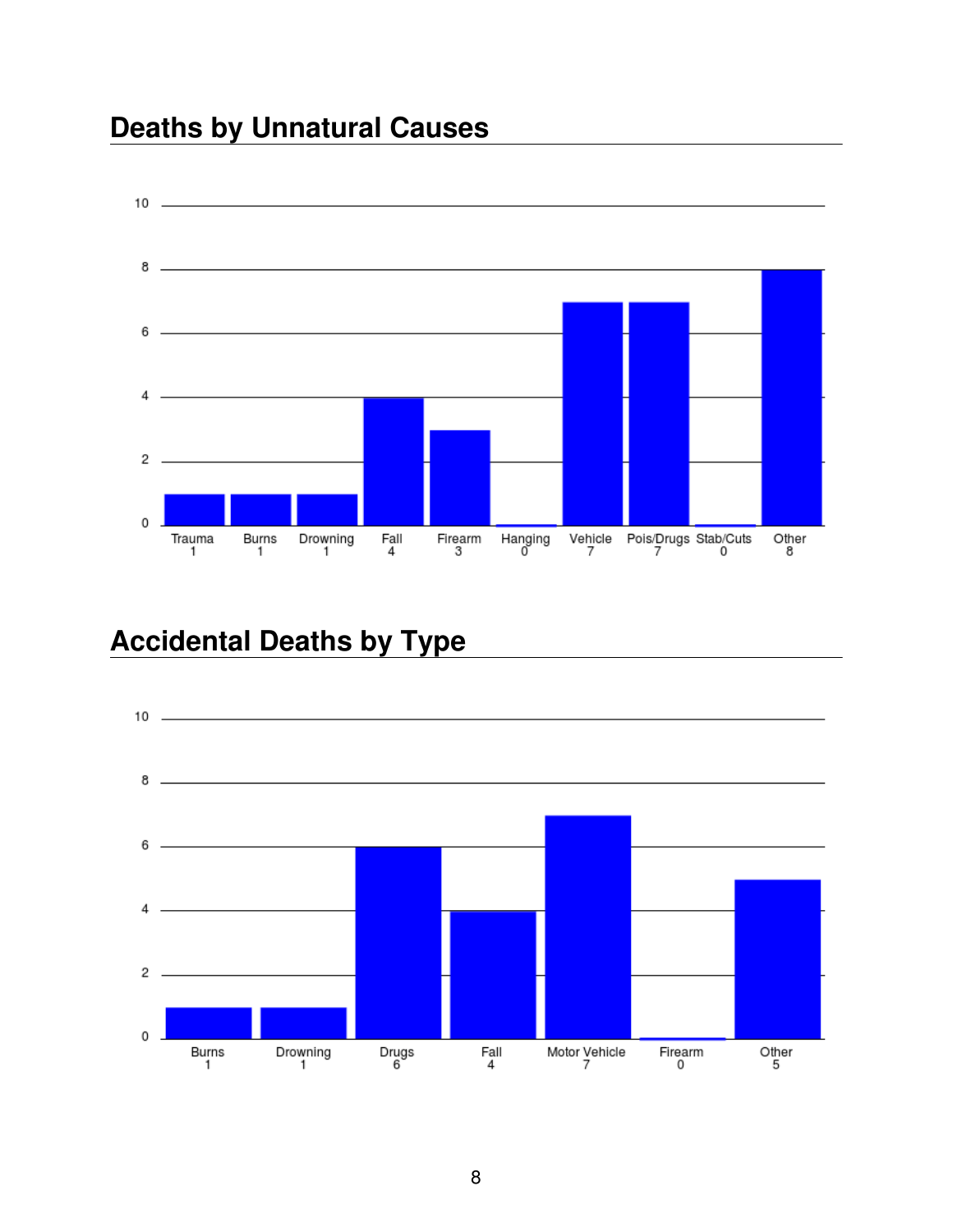## Deaths by Unnatural Causes

| Trauma | Burns | Drowning | Fall | Firearm | Hanging | Vehicle | Pois/Drugs | Stab/Cuts | Other |
|---|---|---|---|---|---|---|---|---|---|
| 1 | 1 | 1 | 4 | 3 | 0 | 7 | 7 | 0 | 8 |

## Accidental Deaths by Type

| Burns | Drowning | Drugs | Fall | Motor Vehicle | Firearm | Other |
|---|---|---|---|---|---|---|
| 1 | 1 | 6 | 4 | 7 | 0 | 5 |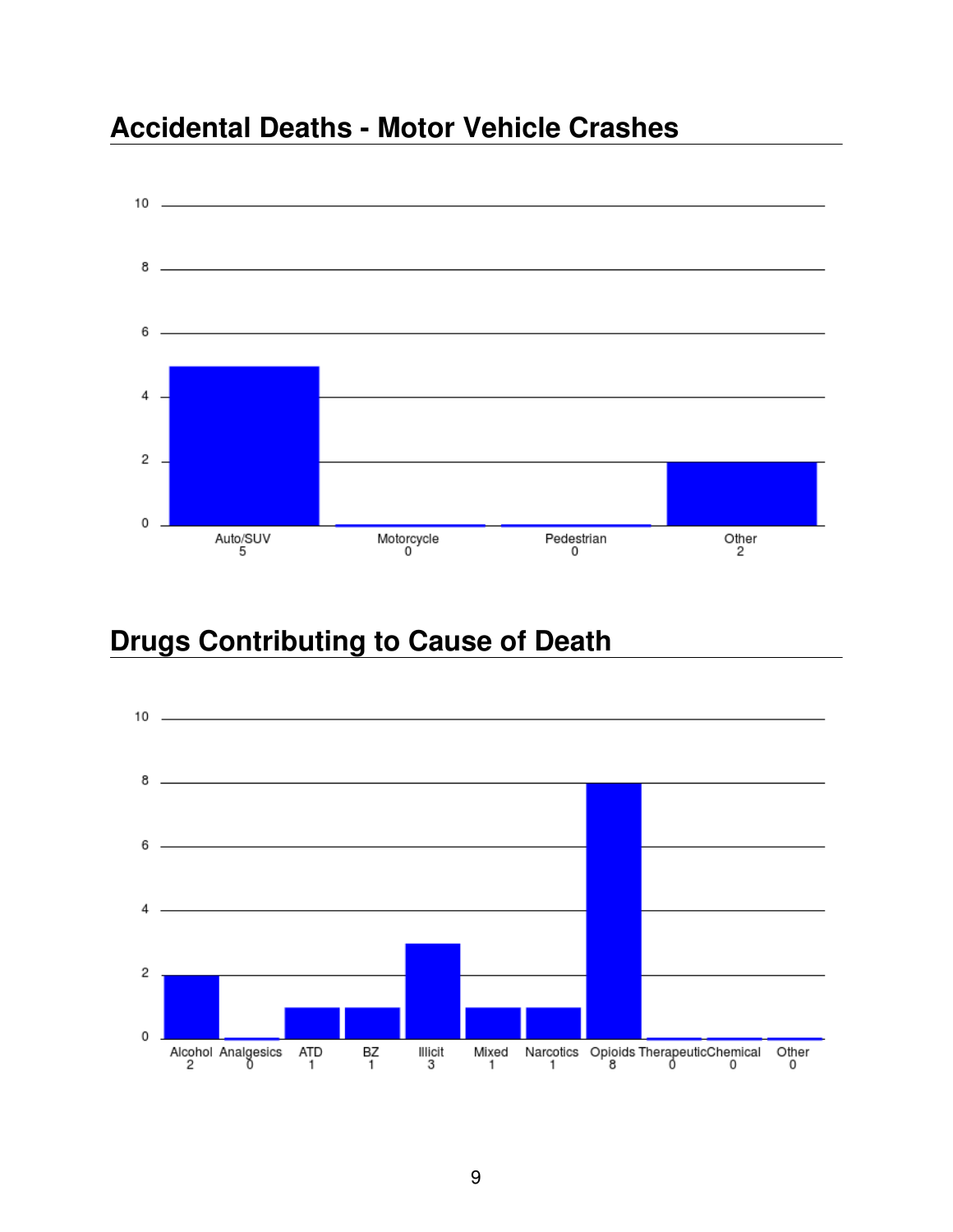## Accidental Deaths - Motor Vehicle Crashes

| Auto/SUV | Motorcycle | Pedestrian | Other |
|---|---|---|---|
| 5 | 0 | 0 | 2 |

## Drugs Contributing to Cause of Death

| Alcohol | Analgesics | ATD | BZ | Illicit | Mixed | Narcotics | Opioids | Therapeutic | Chemical | Other |
|---|---|---|---|---|---|---|---|---|---|---|
| 2 | 0 | 1 | 1 | 3 | 1 | 1 | 8 | 0 | 0 | 0 |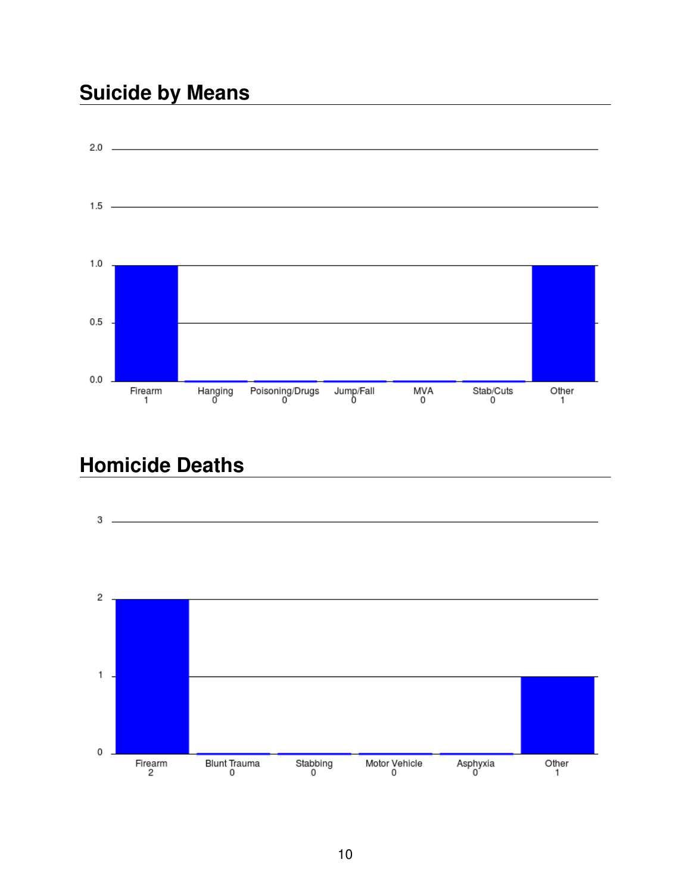## Suicide by Means

| Firearm | Hanging | Poisoning/Drugs | Jump/Fall | MVA | Stab/Cuts | Other |
|---|---|---|---|---|---|---|
| 1 | 0 | 0 | 0 | 0 | 0 | 1 |

## Homicide Deaths

| Firearm | Blunt Trauma | Stabbing | Motor Vehicle | Asphyxia | Other |
|---|---|---|---|---|---|
| 2 | 0 | 0 | 0 | 0 | 1 |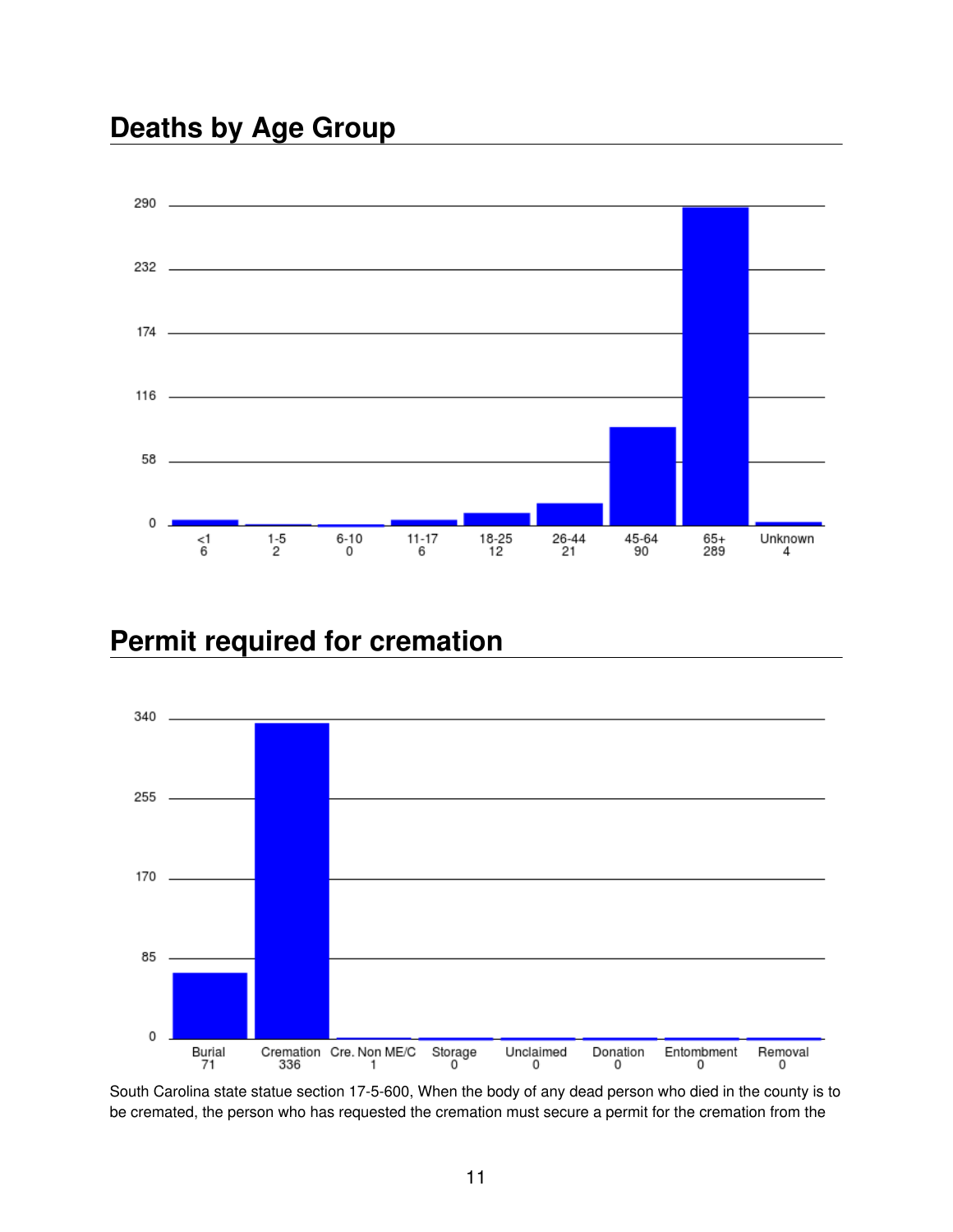## Deaths by Age Group

| <1 | 1-5 | 6-10 | 11-17 | 18-25 | 26-44 | 45-64 | 65+ | Unknown |
|---|---|---|---|---|---|---|---|---|
| 6 | 2 | 0 | 6 | 12 | 21 | 90 | 289 | 4 |

## Permit required for cremation

| Burial | Cremation | Cre. Non ME/C | Storage | Unclaimed | Donation | Entombment | Removal |
|---|---|---|---|---|---|---|---|
| 71 | 336 | 1 | 0 | 0 | 0 | 0 | 0 |

South Carolina state statue section 17-5-600, When the body of any dead person who died in the county is to be cremated, the person who has requested the cremation must secure a permit for the cremation from the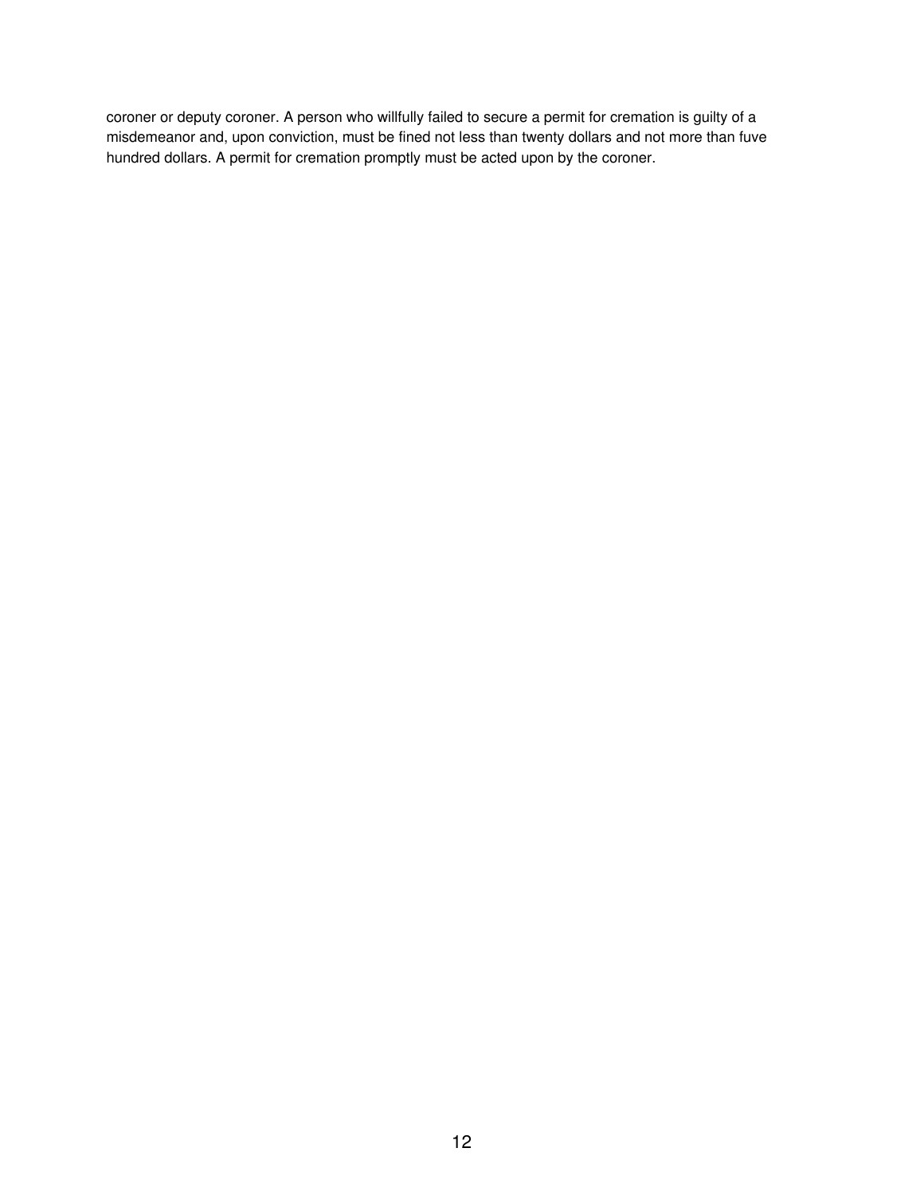coroner or deputy coroner. A person who willfully failed to secure a permit for cremation is guilty of a misdemeanor and, upon conviction, must be fined not less than twenty dollars and not more than fuve hundred dollars. A permit for cremation promptly must be acted upon by the coroner.